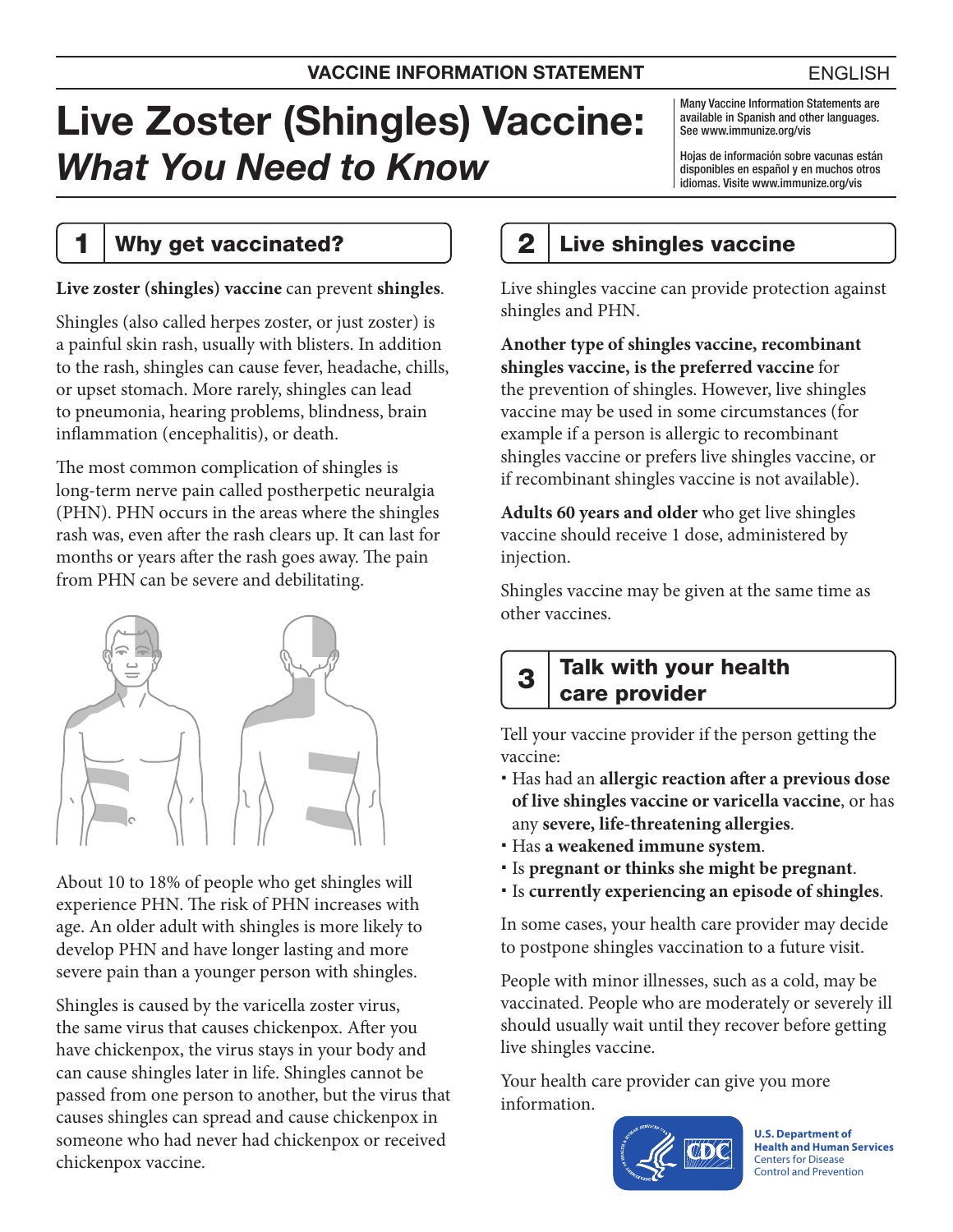VACCINE INFORMATION STATEMENT

ENGLISH

# Live Zoster (Shingles) Vaccine: *What You Need to Know*

Many Vaccine Information Statements are available in Spanish and other languages. See www.immunize.org/vis

Hojas de información sobre vacunas están disponibles en español y en muchos otros idiomas. Visite www.immunize.org/vis

## 1 Why get vaccinated?

**Live zoster (shingles) vaccine** can prevent **shingles**.

Shingles (also called herpes zoster, or just zoster) is a painful skin rash, usually with blisters. In addition to the rash, shingles can cause fever, headache, chills, or upset stomach. More rarely, shingles can lead to pneumonia, hearing problems, blindness, brain inflammation (encephalitis), or death.

The most common complication of shingles is long-term nerve pain called postherpetic neuralgia (PHN). PHN occurs in the areas where the shingles rash was, even after the rash clears up. It can last for months or years after the rash goes away. The pain from PHN can be severe and debilitating.

About 10 to 18% of people who get shingles will experience PHN. The risk of PHN increases with age. An older adult with shingles is more likely to develop PHN and have longer lasting and more severe pain than a younger person with shingles.

Shingles is caused by the varicella zoster virus, the same virus that causes chickenpox. After you have chickenpox, the virus stays in your body and can cause shingles later in life. Shingles cannot be passed from one person to another, but the virus that causes shingles can spread and cause chickenpox in someone who had never had chickenpox or received chickenpox vaccine.

## 2 Live shingles vaccine

Live shingles vaccine can provide protection against shingles and PHN.

**Another type of shingles vaccine, recombinant shingles vaccine, is the preferred vaccine** for the prevention of shingles. However, live shingles vaccine may be used in some circumstances (for example if a person is allergic to recombinant shingles vaccine or prefers live shingles vaccine, or if recombinant shingles vaccine is not available).

**Adults 60 years and older** who get live shingles vaccine should receive 1 dose, administered by injection.

Shingles vaccine may be given at the same time as other vaccines.

## 3 Talk with your health care provider

Tell your vaccine provider if the person getting the vaccine:

- Has had an **allergic reaction after a previous dose of live shingles vaccine or varicella vaccine**, or has any **severe, life-threatening allergies**.
- Has **a weakened immune system**.
- Is **pregnant or thinks she might be pregnant**.
- Is **currently experiencing an episode of shingles**.

In some cases, your health care provider may decide to postpone shingles vaccination to a future visit.

People with minor illnesses, such as a cold, may be vaccinated. People who are moderately or severely ill should usually wait until they recover before getting live shingles vaccine.

Your health care provider can give you more information.

U.S. Department of Health and Human Services
Centers for Disease Control and Prevention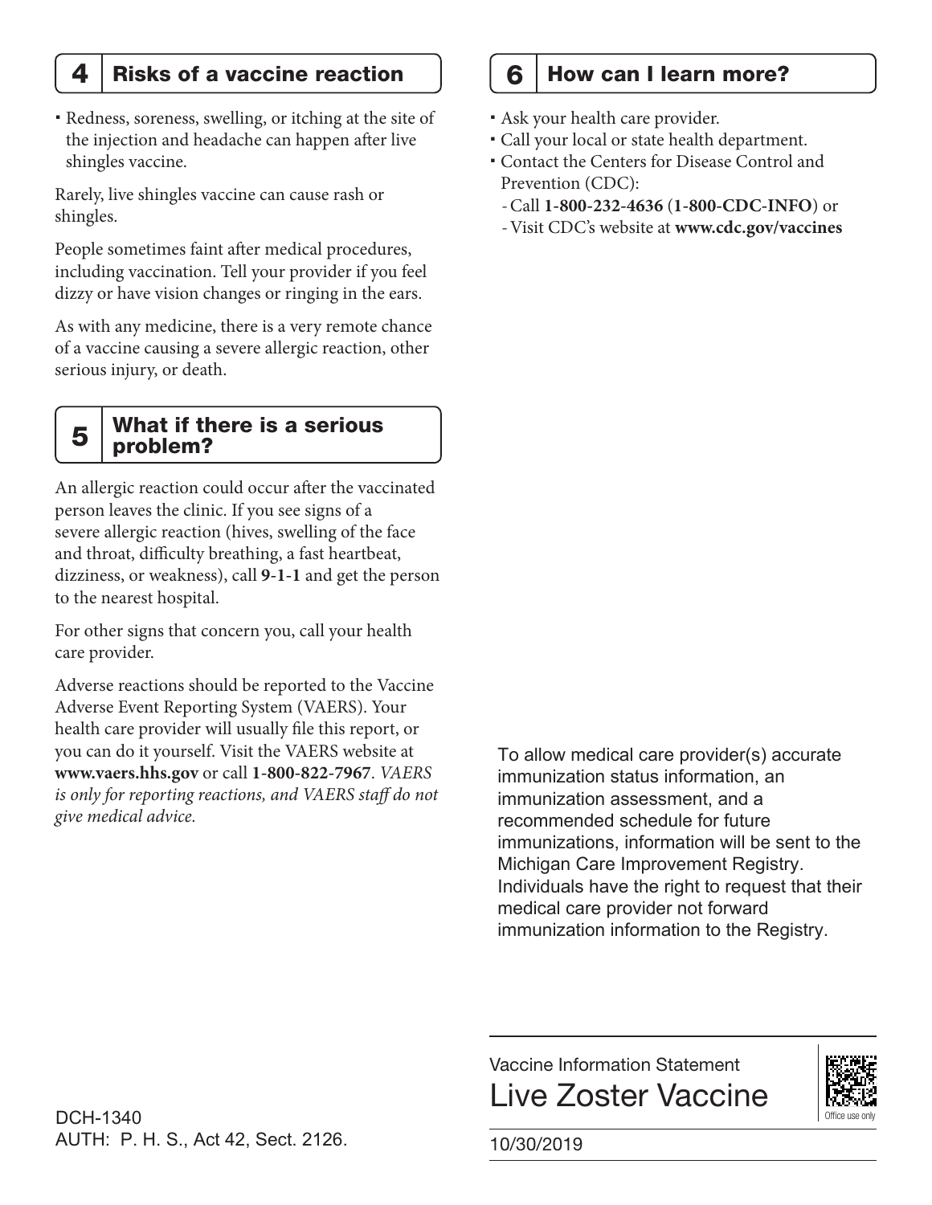## 4 Risks of a vaccine reaction

- Redness, soreness, swelling, or itching at the site of the injection and headache can happen after live shingles vaccine.

Rarely, live shingles vaccine can cause rash or shingles.

People sometimes faint after medical procedures, including vaccination. Tell your provider if you feel dizzy or have vision changes or ringing in the ears.

As with any medicine, there is a very remote chance of a vaccine causing a severe allergic reaction, other serious injury, or death.

## 5 What if there is a serious problem?

An allergic reaction could occur after the vaccinated person leaves the clinic. If you see signs of a severe allergic reaction (hives, swelling of the face and throat, difficulty breathing, a fast heartbeat, dizziness, or weakness), call **9-1-1** and get the person to the nearest hospital.

For other signs that concern you, call your health care provider.

Adverse reactions should be reported to the Vaccine Adverse Event Reporting System (VAERS). Your health care provider will usually file this report, or you can do it yourself. Visit the VAERS website at **www.vaers.hhs.gov** or call **1-800-822-7967**. *VAERS is only for reporting reactions, and VAERS staff do not give medical advice.*

## 6 How can I learn more?

- Ask your health care provider.
- Call your local or state health department.
- Contact the Centers for Disease Control and Prevention (CDC):
  - Call **1-800-232-4636** (**1-800-CDC-INFO**) or
  - Visit CDC's website at **www.cdc.gov/vaccines**

To allow medical care provider(s) accurate immunization status information, an immunization assessment, and a recommended schedule for future immunizations, information will be sent to the Michigan Care Improvement Registry. Individuals have the right to request that their medical care provider not forward immunization information to the Registry.

Vaccine Information Statement
Live Zoster Vaccine

Office use only

10/30/2019

DCH-1340
AUTH: P. H. S., Act 42, Sect. 2126.